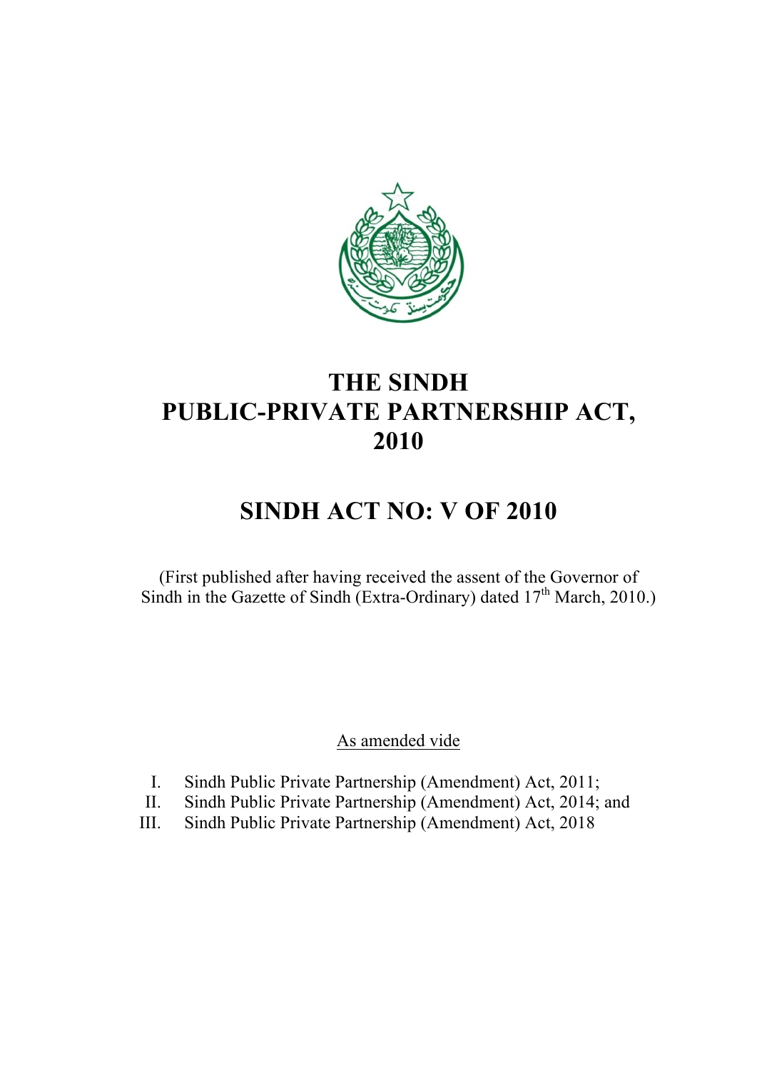# THE SINDH PUBLIC-PRIVATE PARTNERSHIP ACT, 2010

# SINDH ACT NO: V OF 2010

(First published after having received the assent of the Governor of Sindh in the Gazette of Sindh (Extra-Ordinary) dated 17th March, 2010.)

As amended vide

I. Sindh Public Private Partnership (Amendment) Act, 2011;
II. Sindh Public Private Partnership (Amendment) Act, 2014; and
III. Sindh Public Private Partnership (Amendment) Act, 2018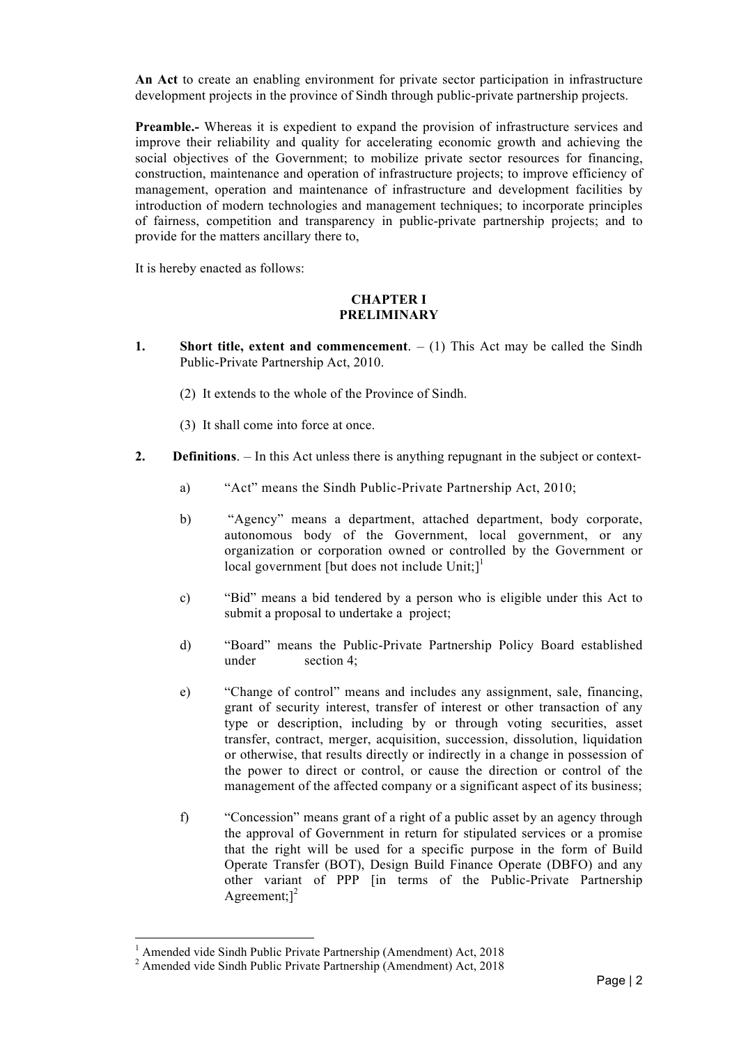**An Act** to create an enabling environment for private sector participation in infrastructure development projects in the province of Sindh through public-private partnership projects.

**Preamble.-** Whereas it is expedient to expand the provision of infrastructure services and improve their reliability and quality for accelerating economic growth and achieving the social objectives of the Government; to mobilize private sector resources for financing, construction, maintenance and operation of infrastructure projects; to improve efficiency of management, operation and maintenance of infrastructure and development facilities by introduction of modern technologies and management techniques; to incorporate principles of fairness, competition and transparency in public-private partnership projects; and to provide for the matters ancillary there to,

It is hereby enacted as follows:

## CHAPTER I
## PRELIMINARY

**1. Short title, extent and commencement**. – (1) This Act may be called the Sindh Public-Private Partnership Act, 2010.

(2) It extends to the whole of the Province of Sindh.

(3) It shall come into force at once.

**2. Definitions**. – In this Act unless there is anything repugnant in the subject or context-

a) "Act" means the Sindh Public-Private Partnership Act, 2010;

b) "Agency" means a department, attached department, body corporate, autonomous body of the Government, local government, or any organization or corporation owned or controlled by the Government or local government [but does not include Unit;][1]

c) "Bid" means a bid tendered by a person who is eligible under this Act to submit a proposal to undertake a project;

d) "Board" means the Public-Private Partnership Policy Board established under section 4;

e) "Change of control" means and includes any assignment, sale, financing, grant of security interest, transfer of interest or other transaction of any type or description, including by or through voting securities, asset transfer, contract, merger, acquisition, succession, dissolution, liquidation or otherwise, that results directly or indirectly in a change in possession of the power to direct or control, or cause the direction or control of the management of the affected company or a significant aspect of its business;

f) "Concession" means grant of a right of a public asset by an agency through the approval of Government in return for stipulated services or a promise that the right will be used for a specific purpose in the form of Build Operate Transfer (BOT), Design Build Finance Operate (DBFO) and any other variant of PPP [in terms of the Public-Private Partnership Agreement;][2]

---

[1] Amended vide Sindh Public Private Partnership (Amendment) Act, 2018

[2] Amended vide Sindh Public Private Partnership (Amendment) Act, 2018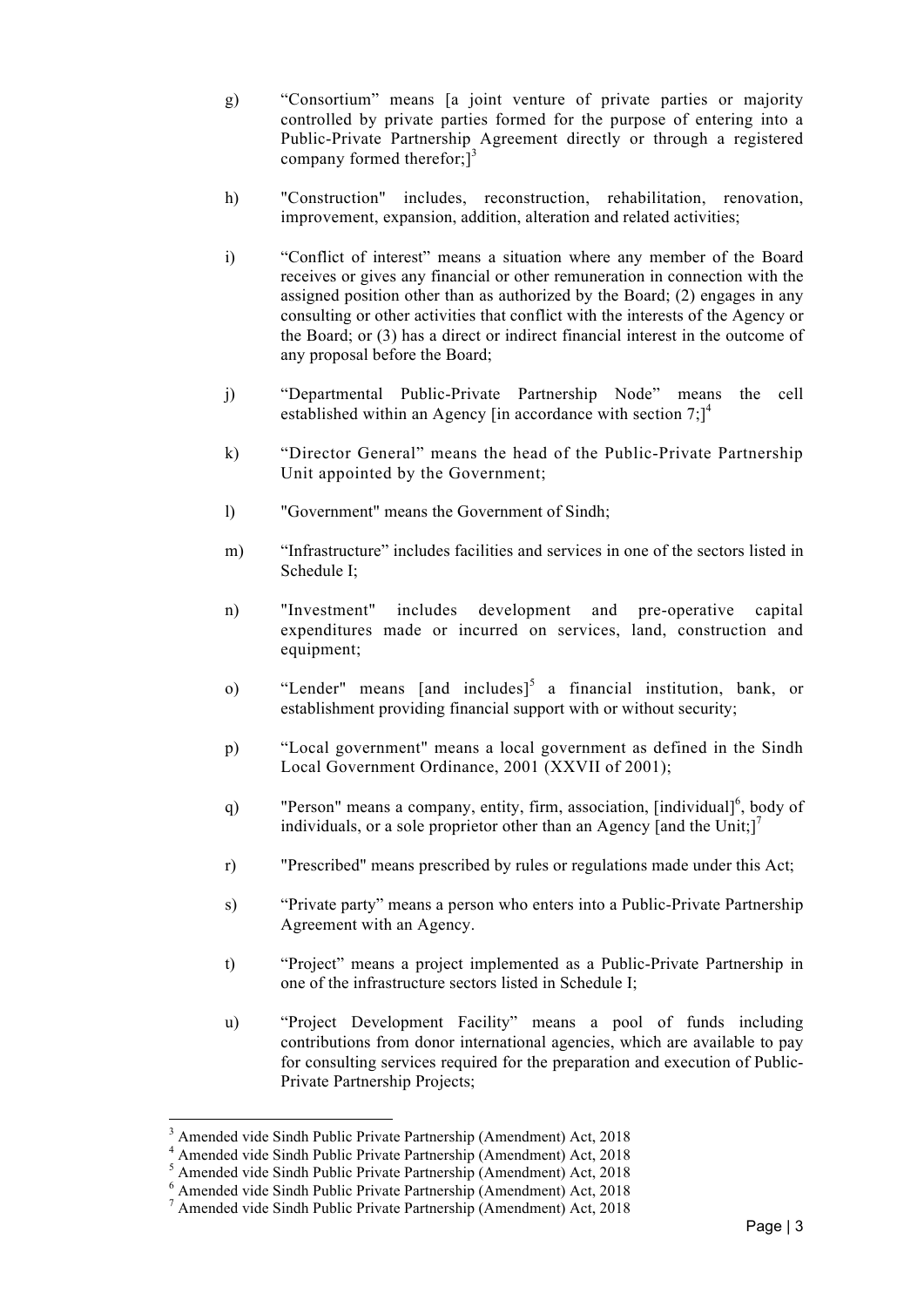g) "Consortium" means [a joint venture of private parties or majority controlled by private parties formed for the purpose of entering into a Public-Private Partnership Agreement directly or through a registered company formed therefor;][3]

h) "Construction" includes, reconstruction, rehabilitation, renovation, improvement, expansion, addition, alteration and related activities;

i) "Conflict of interest" means a situation where any member of the Board receives or gives any financial or other remuneration in connection with the assigned position other than as authorized by the Board; (2) engages in any consulting or other activities that conflict with the interests of the Agency or the Board; or (3) has a direct or indirect financial interest in the outcome of any proposal before the Board;

j) "Departmental Public-Private Partnership Node" means the cell established within an Agency [in accordance with section 7;][4]

k) "Director General" means the head of the Public-Private Partnership Unit appointed by the Government;

l) "Government" means the Government of Sindh;

m) "Infrastructure" includes facilities and services in one of the sectors listed in Schedule I;

n) "Investment" includes development and pre-operative capital expenditures made or incurred on services, land, construction and equipment;

o) "Lender" means [and includes][5] a financial institution, bank, or establishment providing financial support with or without security;

p) "Local government" means a local government as defined in the Sindh Local Government Ordinance, 2001 (XXVII of 2001);

q) "Person" means a company, entity, firm, association, [individual][6], body of individuals, or a sole proprietor other than an Agency [and the Unit;][7]

r) "Prescribed" means prescribed by rules or regulations made under this Act;

s) "Private party" means a person who enters into a Public-Private Partnership Agreement with an Agency.

t) "Project" means a project implemented as a Public-Private Partnership in one of the infrastructure sectors listed in Schedule I;

u) "Project Development Facility" means a pool of funds including contributions from donor international agencies, which are available to pay for consulting services required for the preparation and execution of Public-Private Partnership Projects;

---

[3] Amended vide Sindh Public Private Partnership (Amendment) Act, 2018
[4] Amended vide Sindh Public Private Partnership (Amendment) Act, 2018
[5] Amended vide Sindh Public Private Partnership (Amendment) Act, 2018
[6] Amended vide Sindh Public Private Partnership (Amendment) Act, 2018
[7] Amended vide Sindh Public Private Partnership (Amendment) Act, 2018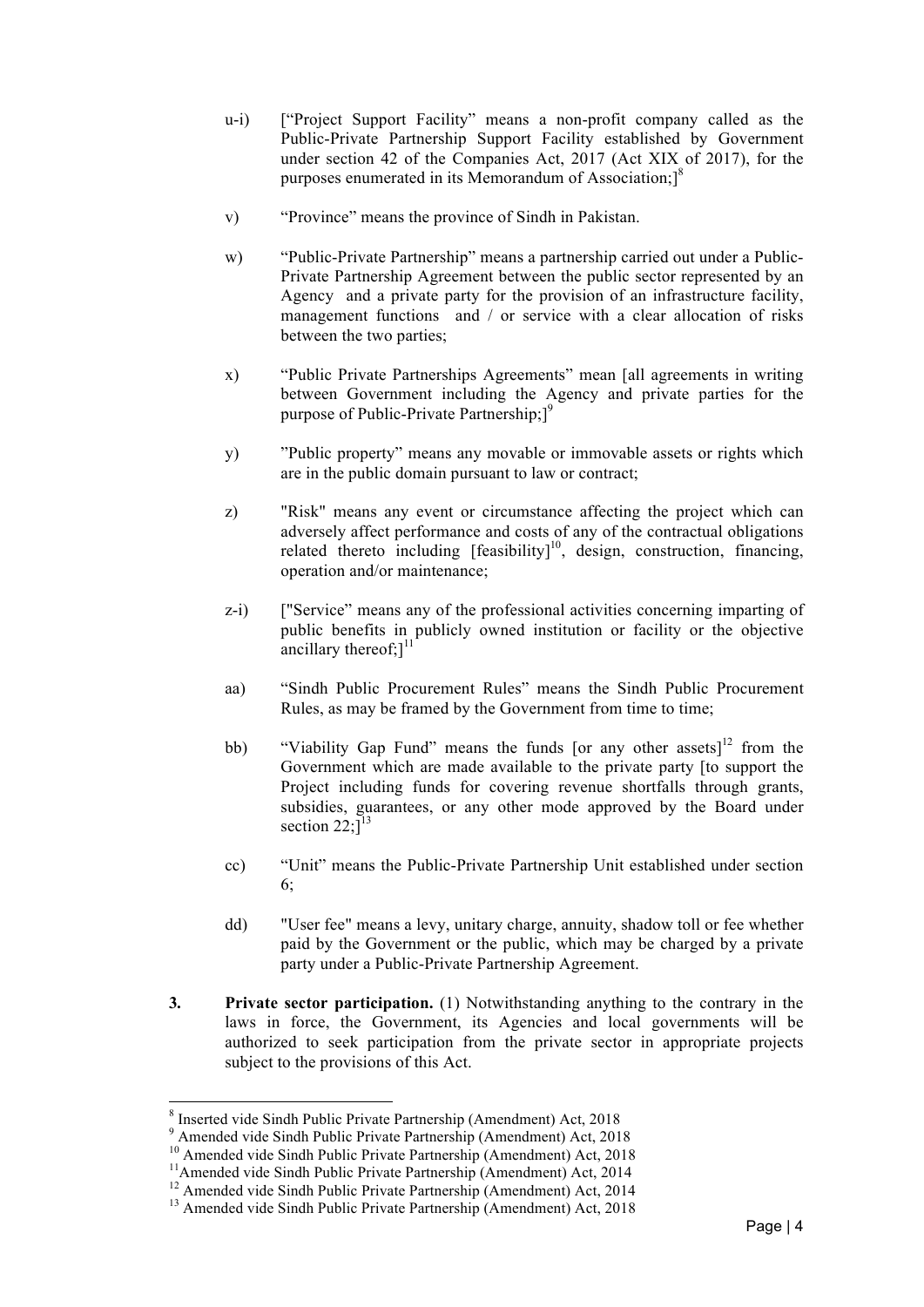u-i) ["Project Support Facility" means a non-profit company called as the Public-Private Partnership Support Facility established by Government under section 42 of the Companies Act, 2017 (Act XIX of 2017), for the purposes enumerated in its Memorandum of Association;][8]

v) "Province" means the province of Sindh in Pakistan.

w) "Public-Private Partnership" means a partnership carried out under a Public-Private Partnership Agreement between the public sector represented by an Agency and a private party for the provision of an infrastructure facility, management functions and / or service with a clear allocation of risks between the two parties;

x) "Public Private Partnerships Agreements" mean [all agreements in writing between Government including the Agency and private parties for the purpose of Public-Private Partnership;][9]

y) "Public property" means any movable or immovable assets or rights which are in the public domain pursuant to law or contract;

z) "Risk" means any event or circumstance affecting the project which can adversely affect performance and costs of any of the contractual obligations related thereto including [feasibility][10], design, construction, financing, operation and/or maintenance;

z-i) ["Service" means any of the professional activities concerning imparting of public benefits in publicly owned institution or facility or the objective ancillary thereof;][11]

aa) "Sindh Public Procurement Rules" means the Sindh Public Procurement Rules, as may be framed by the Government from time to time;

bb) "Viability Gap Fund" means the funds [or any other assets][12] from the Government which are made available to the private party [to support the Project including funds for covering revenue shortfalls through grants, subsidies, guarantees, or any other mode approved by the Board under section 22;][13]

cc) "Unit" means the Public-Private Partnership Unit established under section 6;

dd) "User fee" means a levy, unitary charge, annuity, shadow toll or fee whether paid by the Government or the public, which may be charged by a private party under a Public-Private Partnership Agreement.

**3. Private sector participation.** (1) Notwithstanding anything to the contrary in the laws in force, the Government, its Agencies and local governments will be authorized to seek participation from the private sector in appropriate projects subject to the provisions of this Act.

---

[8] Inserted vide Sindh Public Private Partnership (Amendment) Act, 2018

[9] Amended vide Sindh Public Private Partnership (Amendment) Act, 2018

[10] Amended vide Sindh Public Private Partnership (Amendment) Act, 2018

[11] Amended vide Sindh Public Private Partnership (Amendment) Act, 2014

[12] Amended vide Sindh Public Private Partnership (Amendment) Act, 2014

[13] Amended vide Sindh Public Private Partnership (Amendment) Act, 2018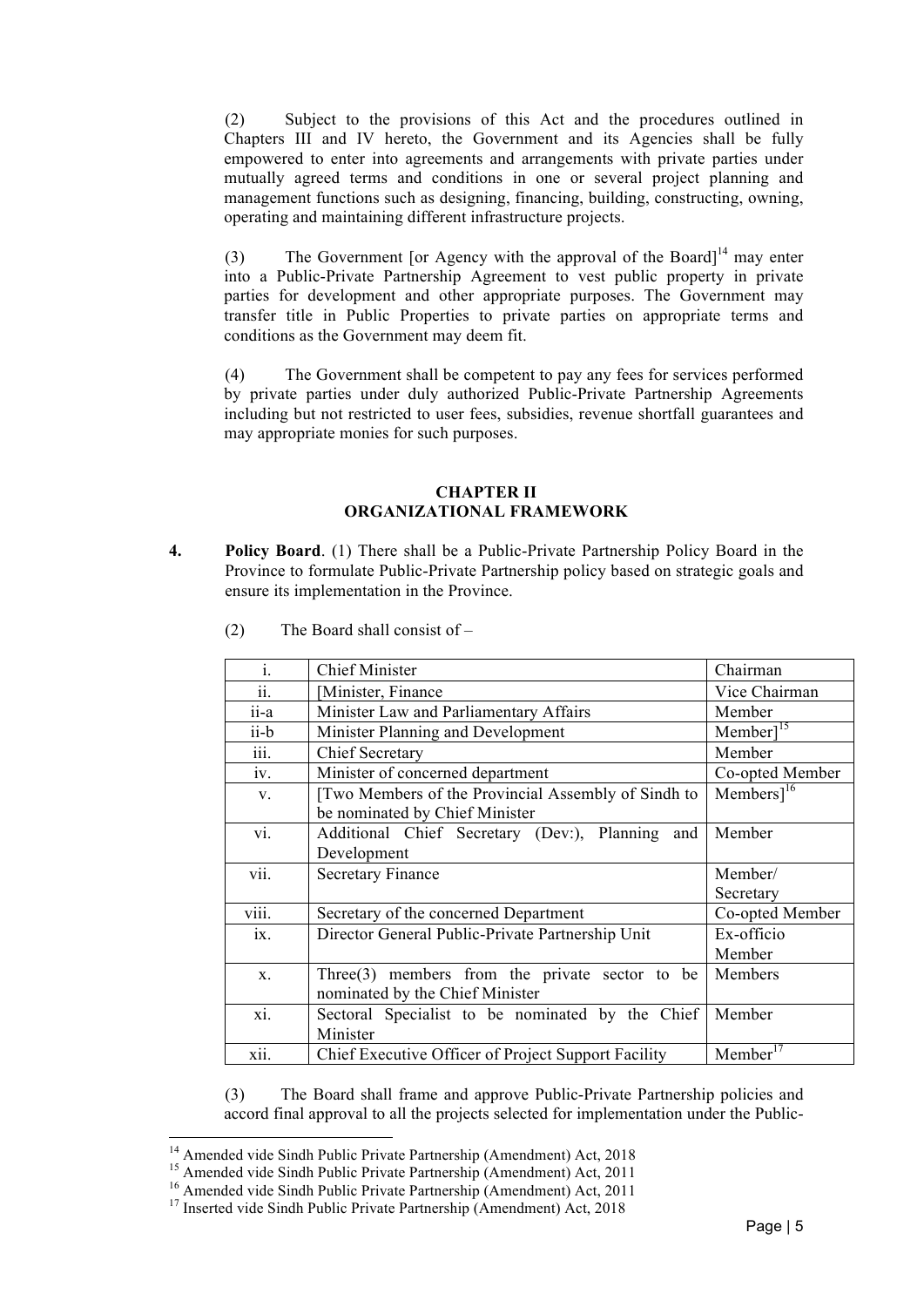(2) Subject to the provisions of this Act and the procedures outlined in Chapters III and IV hereto, the Government and its Agencies shall be fully empowered to enter into agreements and arrangements with private parties under mutually agreed terms and conditions in one or several project planning and management functions such as designing, financing, building, constructing, owning, operating and maintaining different infrastructure projects.

(3) The Government [or Agency with the approval of the Board][14] may enter into a Public-Private Partnership Agreement to vest public property in private parties for development and other appropriate purposes. The Government may transfer title in Public Properties to private parties on appropriate terms and conditions as the Government may deem fit.

(4) The Government shall be competent to pay any fees for services performed by private parties under duly authorized Public-Private Partnership Agreements including but not restricted to user fees, subsidies, revenue shortfall guarantees and may appropriate monies for such purposes.

## CHAPTER II
## ORGANIZATIONAL FRAMEWORK

**4. Policy Board**. (1) There shall be a Public-Private Partnership Policy Board in the Province to formulate Public-Private Partnership policy based on strategic goals and ensure its implementation in the Province.

(2) The Board shall consist of –

| | | |
|---|---|---|
| i. | Chief Minister | Chairman |
| ii. | [Minister, Finance | Vice Chairman |
| ii-a | Minister Law and Parliamentary Affairs | Member |
| ii-b | Minister Planning and Development | Member][15] |
| iii. | Chief Secretary | Member |
| iv. | Minister of concerned department | Co-opted Member |
| v. | [Two Members of the Provincial Assembly of Sindh to be nominated by Chief Minister | Members][16] |
| vi. | Additional Chief Secretary (Dev:), Planning and Development | Member |
| vii. | Secretary Finance | Member/ Secretary |
| viii. | Secretary of the concerned Department | Co-opted Member |
| ix. | Director General Public-Private Partnership Unit | Ex-officio Member |
| x. | Three(3) members from the private sector to be nominated by the Chief Minister | Members |
| xi. | Sectoral Specialist to be nominated by the Chief Minister | Member |
| xii. | Chief Executive Officer of Project Support Facility | Member[17] |

(3) The Board shall frame and approve Public-Private Partnership policies and accord final approval to all the projects selected for implementation under the Public-

[14] Amended vide Sindh Public Private Partnership (Amendment) Act, 2018
[15] Amended vide Sindh Public Private Partnership (Amendment) Act, 2011
[16] Amended vide Sindh Public Private Partnership (Amendment) Act, 2011
[17] Inserted vide Sindh Public Private Partnership (Amendment) Act, 2018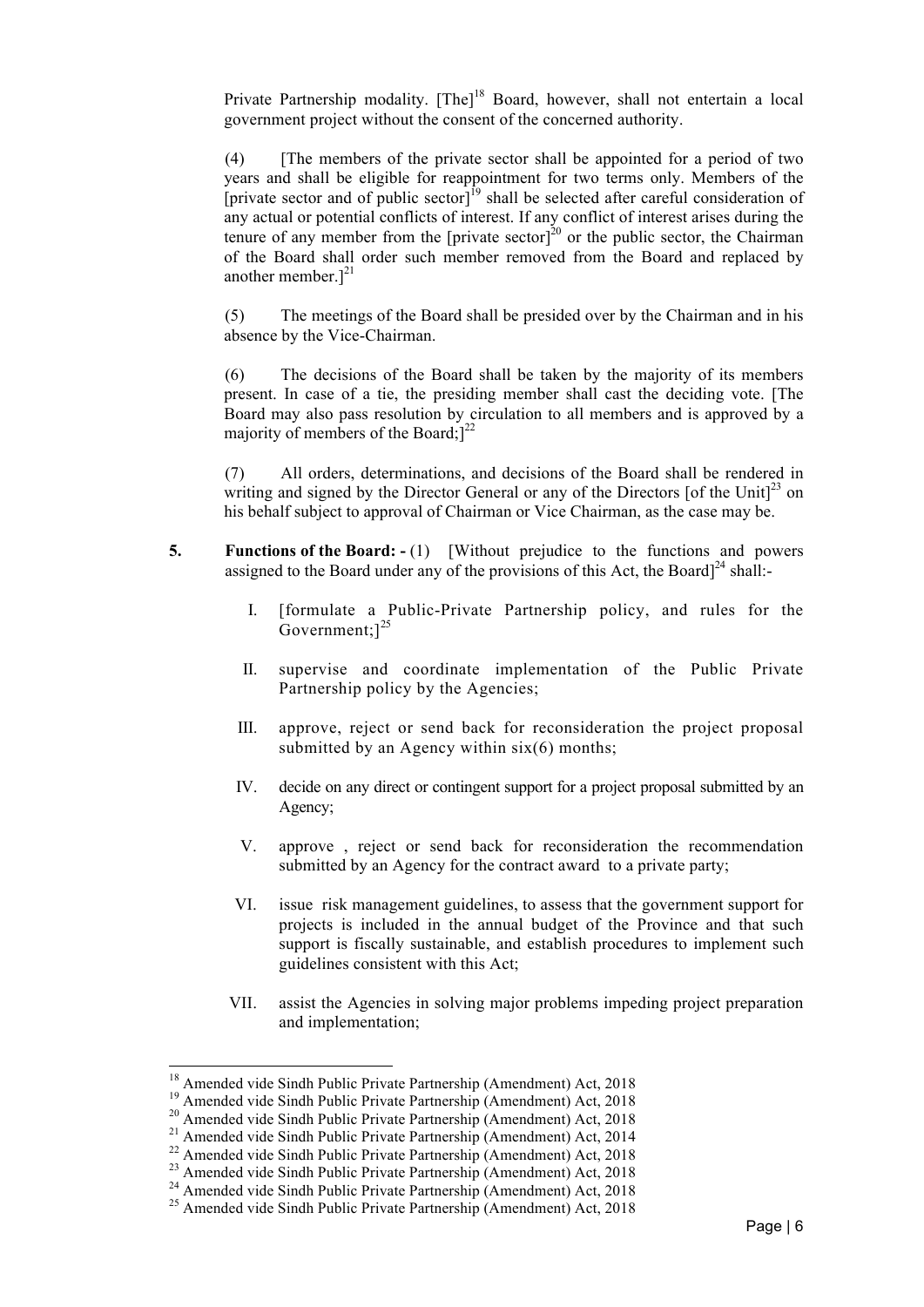Private Partnership modality. [The][18] Board, however, shall not entertain a local government project without the consent of the concerned authority.

(4) [The members of the private sector shall be appointed for a period of two years and shall be eligible for reappointment for two terms only. Members of the [private sector and of public sector][19] shall be selected after careful consideration of any actual or potential conflicts of interest. If any conflict of interest arises during the tenure of any member from the [private sector][20] or the public sector, the Chairman of the Board shall order such member removed from the Board and replaced by another member.][21]

(5) The meetings of the Board shall be presided over by the Chairman and in his absence by the Vice-Chairman.

(6) The decisions of the Board shall be taken by the majority of its members present. In case of a tie, the presiding member shall cast the deciding vote. [The Board may also pass resolution by circulation to all members and is approved by a majority of members of the Board;][22]

(7) All orders, determinations, and decisions of the Board shall be rendered in writing and signed by the Director General or any of the Directors [of the Unit][23] on his behalf subject to approval of Chairman or Vice Chairman, as the case may be.

**5. Functions of the Board: -** (1) [Without prejudice to the functions and powers assigned to the Board under any of the provisions of this Act, the Board][24] shall:-

I. [formulate a Public-Private Partnership policy, and rules for the Government;][25]

II. supervise and coordinate implementation of the Public Private Partnership policy by the Agencies;

III. approve, reject or send back for reconsideration the project proposal submitted by an Agency within six(6) months;

IV. decide on any direct or contingent support for a project proposal submitted by an Agency;

V. approve , reject or send back for reconsideration the recommendation submitted by an Agency for the contract award to a private party;

VI. issue risk management guidelines, to assess that the government support for projects is included in the annual budget of the Province and that such support is fiscally sustainable, and establish procedures to implement such guidelines consistent with this Act;

VII. assist the Agencies in solving major problems impeding project preparation and implementation;

---

[18] Amended vide Sindh Public Private Partnership (Amendment) Act, 2018
[19] Amended vide Sindh Public Private Partnership (Amendment) Act, 2018
[20] Amended vide Sindh Public Private Partnership (Amendment) Act, 2018
[21] Amended vide Sindh Public Private Partnership (Amendment) Act, 2014
[22] Amended vide Sindh Public Private Partnership (Amendment) Act, 2018
[23] Amended vide Sindh Public Private Partnership (Amendment) Act, 2018
[24] Amended vide Sindh Public Private Partnership (Amendment) Act, 2018
[25] Amended vide Sindh Public Private Partnership (Amendment) Act, 2018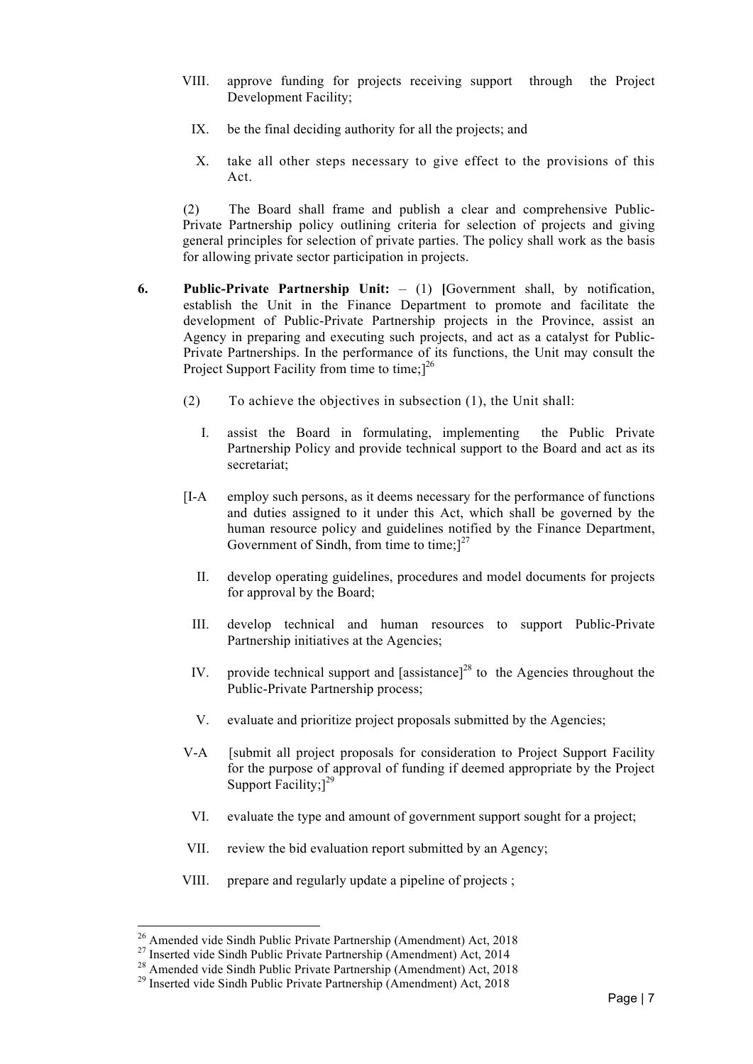VIII. approve funding for projects receiving support through the Project Development Facility;

IX. be the final deciding authority for all the projects; and

X. take all other steps necessary to give effect to the provisions of this Act.

(2) The Board shall frame and publish a clear and comprehensive Public-Private Partnership policy outlining criteria for selection of projects and giving general principles for selection of private parties. The policy shall work as the basis for allowing private sector participation in projects.

**6. Public-Private Partnership Unit:** – (1) [Government shall, by notification, establish the Unit in the Finance Department to promote and facilitate the development of Public-Private Partnership projects in the Province, assist an Agency in preparing and executing such projects, and act as a catalyst for Public-Private Partnerships. In the performance of its functions, the Unit may consult the Project Support Facility from time to time;][26]

(2) To achieve the objectives in subsection (1), the Unit shall:

I. assist the Board in formulating, implementing the Public Private Partnership Policy and provide technical support to the Board and act as its secretariat;

[I-A employ such persons, as it deems necessary for the performance of functions and duties assigned to it under this Act, which shall be governed by the human resource policy and guidelines notified by the Finance Department, Government of Sindh, from time to time;][27]

II. develop operating guidelines, procedures and model documents for projects for approval by the Board;

III. develop technical and human resources to support Public-Private Partnership initiatives at the Agencies;

IV. provide technical support and [assistance][28] to the Agencies throughout the Public-Private Partnership process;

V. evaluate and prioritize project proposals submitted by the Agencies;

V-A [submit all project proposals for consideration to Project Support Facility for the purpose of approval of funding if deemed appropriate by the Project Support Facility;][29]

VI. evaluate the type and amount of government support sought for a project;

VII. review the bid evaluation report submitted by an Agency;

VIII. prepare and regularly update a pipeline of projects ;

---

[26] Amended vide Sindh Public Private Partnership (Amendment) Act, 2018

[27] Inserted vide Sindh Public Private Partnership (Amendment) Act, 2014

[28] Amended vide Sindh Public Private Partnership (Amendment) Act, 2018

[29] Inserted vide Sindh Public Private Partnership (Amendment) Act, 2018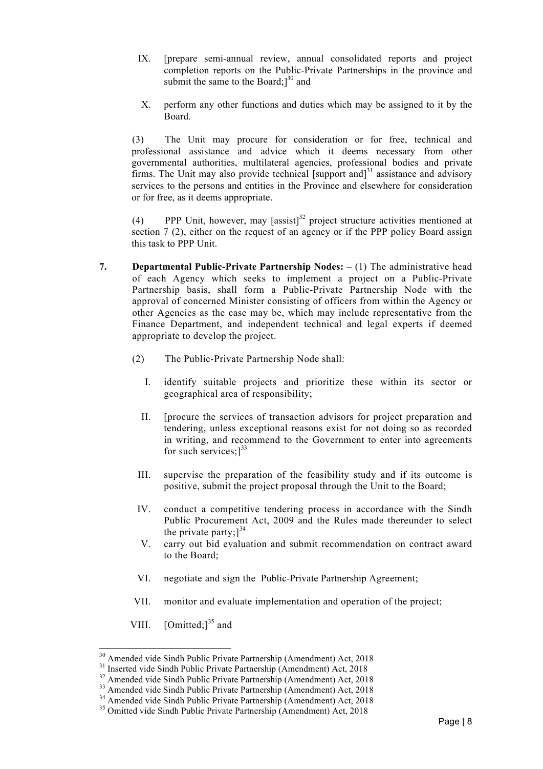IX. [prepare semi-annual review, annual consolidated reports and project completion reports on the Public-Private Partnerships in the province and submit the same to the Board;][30] and

X. perform any other functions and duties which may be assigned to it by the Board.

(3) The Unit may procure for consideration or for free, technical and professional assistance and advice which it deems necessary from other governmental authorities, multilateral agencies, professional bodies and private firms. The Unit may also provide technical [support and][31] assistance and advisory services to the persons and entities in the Province and elsewhere for consideration or for free, as it deems appropriate.

(4) PPP Unit, however, may [assist][32] project structure activities mentioned at section 7 (2), either on the request of an agency or if the PPP policy Board assign this task to PPP Unit.

**7. Departmental Public-Private Partnership Nodes:** – (1) The administrative head of each Agency which seeks to implement a project on a Public-Private Partnership basis, shall form a Public-Private Partnership Node with the approval of concerned Minister consisting of officers from within the Agency or other Agencies as the case may be, which may include representative from the Finance Department, and independent technical and legal experts if deemed appropriate to develop the project.

(2) The Public-Private Partnership Node shall:

I. identify suitable projects and prioritize these within its sector or geographical area of responsibility;

II. [procure the services of transaction advisors for project preparation and tendering, unless exceptional reasons exist for not doing so as recorded in writing, and recommend to the Government to enter into agreements for such services;][33]

III. supervise the preparation of the feasibility study and if its outcome is positive, submit the project proposal through the Unit to the Board;

IV. conduct a competitive tendering process in accordance with the Sindh Public Procurement Act, 2009 and the Rules made thereunder to select the private party;][34]

V. carry out bid evaluation and submit recommendation on contract award to the Board;

VI. negotiate and sign the Public-Private Partnership Agreement;

VII. monitor and evaluate implementation and operation of the project;

VIII. [Omitted;][35] and

---

[30] Amended vide Sindh Public Private Partnership (Amendment) Act, 2018
[31] Inserted vide Sindh Public Private Partnership (Amendment) Act, 2018
[32] Amended vide Sindh Public Private Partnership (Amendment) Act, 2018
[33] Amended vide Sindh Public Private Partnership (Amendment) Act, 2018
[34] Amended vide Sindh Public Private Partnership (Amendment) Act, 2018
[35] Omitted vide Sindh Public Private Partnership (Amendment) Act, 2018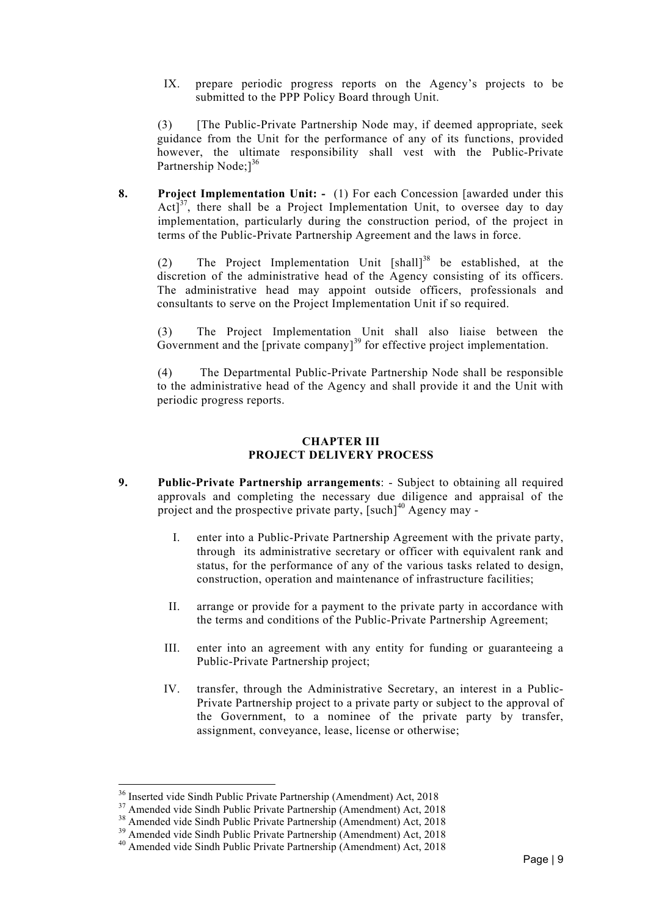IX. prepare periodic progress reports on the Agency's projects to be submitted to the PPP Policy Board through Unit.

(3) [The Public-Private Partnership Node may, if deemed appropriate, seek guidance from the Unit for the performance of any of its functions, provided however, the ultimate responsibility shall vest with the Public-Private Partnership Node;][36]

**8. Project Implementation Unit: -** (1) For each Concession [awarded under this Act][37], there shall be a Project Implementation Unit, to oversee day to day implementation, particularly during the construction period, of the project in terms of the Public-Private Partnership Agreement and the laws in force.

(2) The Project Implementation Unit [shall][38] be established, at the discretion of the administrative head of the Agency consisting of its officers. The administrative head may appoint outside officers, professionals and consultants to serve on the Project Implementation Unit if so required.

(3) The Project Implementation Unit shall also liaise between the Government and the [private company][39] for effective project implementation.

(4) The Departmental Public-Private Partnership Node shall be responsible to the administrative head of the Agency and shall provide it and the Unit with periodic progress reports.

## CHAPTER III
## PROJECT DELIVERY PROCESS

**9. Public-Private Partnership arrangements**: - Subject to obtaining all required approvals and completing the necessary due diligence and appraisal of the project and the prospective private party, [such][40] Agency may -

I. enter into a Public-Private Partnership Agreement with the private party, through its administrative secretary or officer with equivalent rank and status, for the performance of any of the various tasks related to design, construction, operation and maintenance of infrastructure facilities;

II. arrange or provide for a payment to the private party in accordance with the terms and conditions of the Public-Private Partnership Agreement;

III. enter into an agreement with any entity for funding or guaranteeing a Public-Private Partnership project;

IV. transfer, through the Administrative Secretary, an interest in a Public-Private Partnership project to a private party or subject to the approval of the Government, to a nominee of the private party by transfer, assignment, conveyance, lease, license or otherwise;

---

[36] Inserted vide Sindh Public Private Partnership (Amendment) Act, 2018
[37] Amended vide Sindh Public Private Partnership (Amendment) Act, 2018
[38] Amended vide Sindh Public Private Partnership (Amendment) Act, 2018
[39] Amended vide Sindh Public Private Partnership (Amendment) Act, 2018
[40] Amended vide Sindh Public Private Partnership (Amendment) Act, 2018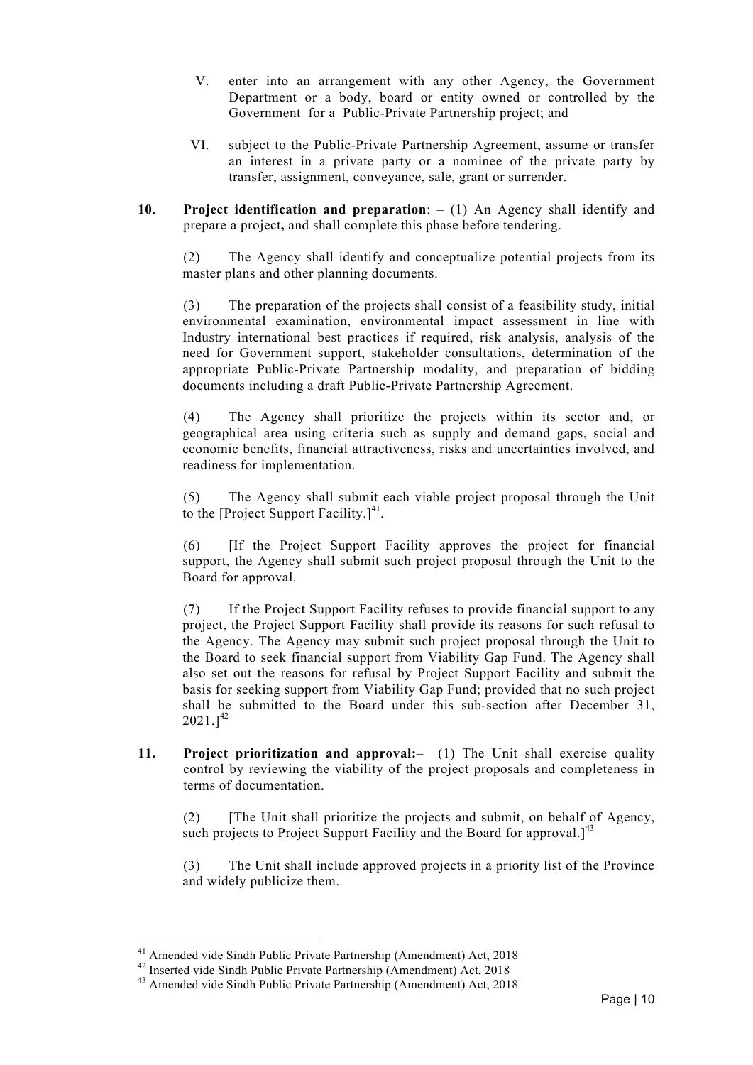V. enter into an arrangement with any other Agency, the Government Department or a body, board or entity owned or controlled by the Government for a Public-Private Partnership project; and

VI. subject to the Public-Private Partnership Agreement, assume or transfer an interest in a private party or a nominee of the private party by transfer, assignment, conveyance, sale, grant or surrender.

**10. Project identification and preparation**: – (1) An Agency shall identify and prepare a project**,** and shall complete this phase before tendering.

(2) The Agency shall identify and conceptualize potential projects from its master plans and other planning documents.

(3) The preparation of the projects shall consist of a feasibility study, initial environmental examination, environmental impact assessment in line with Industry international best practices if required, risk analysis, analysis of the need for Government support, stakeholder consultations, determination of the appropriate Public-Private Partnership modality, and preparation of bidding documents including a draft Public-Private Partnership Agreement.

(4) The Agency shall prioritize the projects within its sector and, or geographical area using criteria such as supply and demand gaps, social and economic benefits, financial attractiveness, risks and uncertainties involved, and readiness for implementation.

(5) The Agency shall submit each viable project proposal through the Unit to the [Project Support Facility.][41].

(6) [If the Project Support Facility approves the project for financial support, the Agency shall submit such project proposal through the Unit to the Board for approval.

(7) If the Project Support Facility refuses to provide financial support to any project, the Project Support Facility shall provide its reasons for such refusal to the Agency. The Agency may submit such project proposal through the Unit to the Board to seek financial support from Viability Gap Fund. The Agency shall also set out the reasons for refusal by Project Support Facility and submit the basis for seeking support from Viability Gap Fund; provided that no such project shall be submitted to the Board under this sub-section after December 31, 2021.][42]

**11. Project prioritization and approval:**– (1) The Unit shall exercise quality control by reviewing the viability of the project proposals and completeness in terms of documentation.

(2) [The Unit shall prioritize the projects and submit, on behalf of Agency, such projects to Project Support Facility and the Board for approval.][43]

(3) The Unit shall include approved projects in a priority list of the Province and widely publicize them.

---

[41] Amended vide Sindh Public Private Partnership (Amendment) Act, 2018

[42] Inserted vide Sindh Public Private Partnership (Amendment) Act, 2018

[43] Amended vide Sindh Public Private Partnership (Amendment) Act, 2018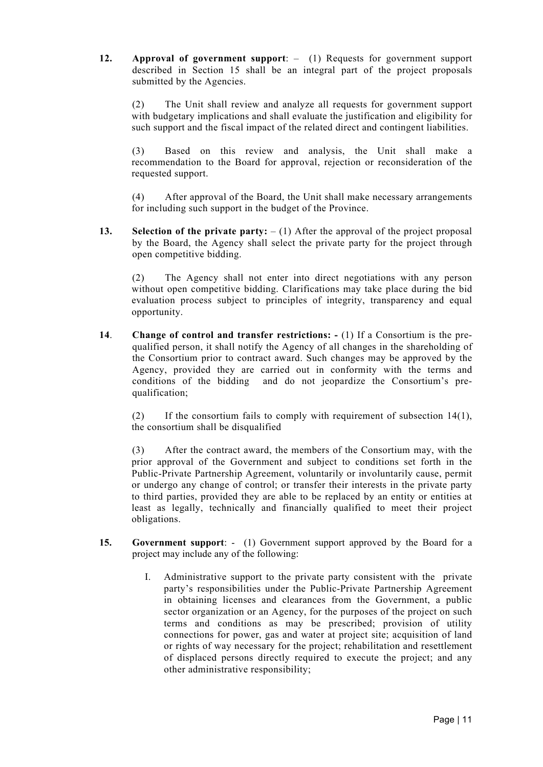**12. Approval of government support**: – (1) Requests for government support described in Section 15 shall be an integral part of the project proposals submitted by the Agencies.

(2) The Unit shall review and analyze all requests for government support with budgetary implications and shall evaluate the justification and eligibility for such support and the fiscal impact of the related direct and contingent liabilities.

(3) Based on this review and analysis, the Unit shall make a recommendation to the Board for approval, rejection or reconsideration of the requested support.

(4) After approval of the Board, the Unit shall make necessary arrangements for including such support in the budget of the Province.

**13. Selection of the private party:** – (1) After the approval of the project proposal by the Board, the Agency shall select the private party for the project through open competitive bidding.

(2) The Agency shall not enter into direct negotiations with any person without open competitive bidding. Clarifications may take place during the bid evaluation process subject to principles of integrity, transparency and equal opportunity.

**14. Change of control and transfer restrictions: -** (1) If a Consortium is the pre-qualified person, it shall notify the Agency of all changes in the shareholding of the Consortium prior to contract award. Such changes may be approved by the Agency, provided they are carried out in conformity with the terms and conditions of the bidding and do not jeopardize the Consortium's pre-qualification;

(2) If the consortium fails to comply with requirement of subsection 14(1), the consortium shall be disqualified

(3) After the contract award, the members of the Consortium may, with the prior approval of the Government and subject to conditions set forth in the Public-Private Partnership Agreement, voluntarily or involuntarily cause, permit or undergo any change of control; or transfer their interests in the private party to third parties, provided they are able to be replaced by an entity or entities at least as legally, technically and financially qualified to meet their project obligations.

**15. Government support**: - (1) Government support approved by the Board for a project may include any of the following:

I. Administrative support to the private party consistent with the private party's responsibilities under the Public-Private Partnership Agreement in obtaining licenses and clearances from the Government, a public sector organization or an Agency, for the purposes of the project on such terms and conditions as may be prescribed; provision of utility connections for power, gas and water at project site; acquisition of land or rights of way necessary for the project; rehabilitation and resettlement of displaced persons directly required to execute the project; and any other administrative responsibility;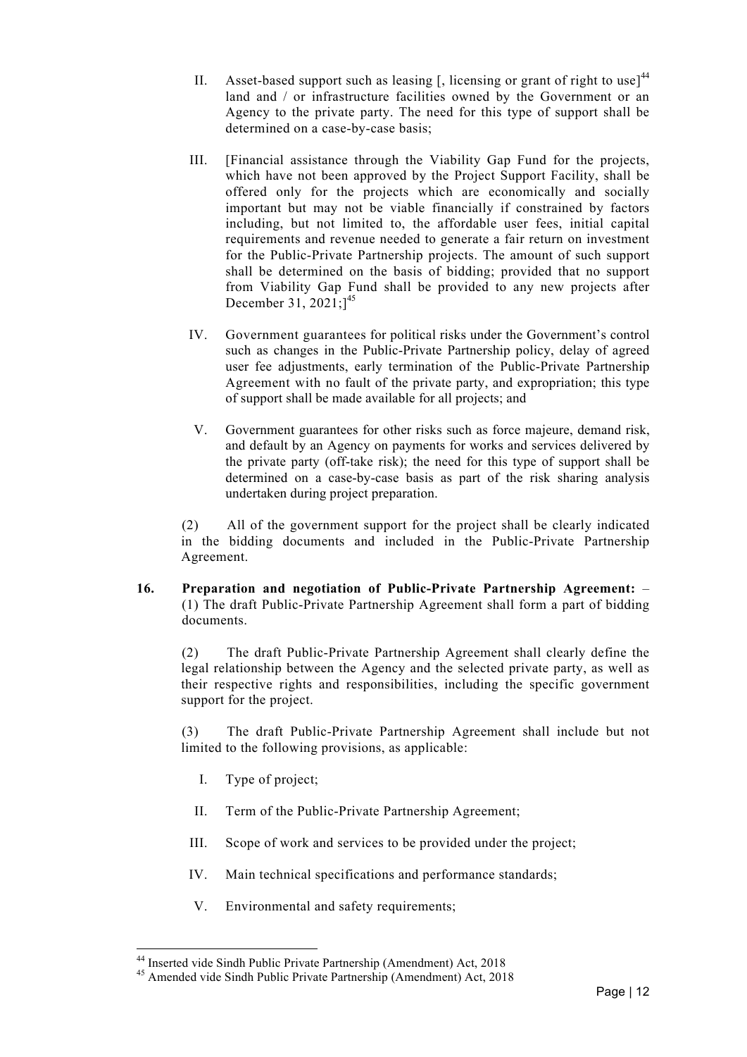II. Asset-based support such as leasing [, licensing or grant of right to use][44] land and / or infrastructure facilities owned by the Government or an Agency to the private party. The need for this type of support shall be determined on a case-by-case basis;

III. [Financial assistance through the Viability Gap Fund for the projects, which have not been approved by the Project Support Facility, shall be offered only for the projects which are economically and socially important but may not be viable financially if constrained by factors including, but not limited to, the affordable user fees, initial capital requirements and revenue needed to generate a fair return on investment for the Public-Private Partnership projects. The amount of such support shall be determined on the basis of bidding; provided that no support from Viability Gap Fund shall be provided to any new projects after December 31, 2021;][45]

IV. Government guarantees for political risks under the Government's control such as changes in the Public-Private Partnership policy, delay of agreed user fee adjustments, early termination of the Public-Private Partnership Agreement with no fault of the private party, and expropriation; this type of support shall be made available for all projects; and

V. Government guarantees for other risks such as force majeure, demand risk, and default by an Agency on payments for works and services delivered by the private party (off-take risk); the need for this type of support shall be determined on a case-by-case basis as part of the risk sharing analysis undertaken during project preparation.

(2) All of the government support for the project shall be clearly indicated in the bidding documents and included in the Public-Private Partnership Agreement.

**16. Preparation and negotiation of Public-Private Partnership Agreement:** – (1) The draft Public-Private Partnership Agreement shall form a part of bidding documents.

(2) The draft Public-Private Partnership Agreement shall clearly define the legal relationship between the Agency and the selected private party, as well as their respective rights and responsibilities, including the specific government support for the project.

(3) The draft Public-Private Partnership Agreement shall include but not limited to the following provisions, as applicable:

I. Type of project;

II. Term of the Public-Private Partnership Agreement;

III. Scope of work and services to be provided under the project;

IV. Main technical specifications and performance standards;

V. Environmental and safety requirements;

---

[44] Inserted vide Sindh Public Private Partnership (Amendment) Act, 2018

[45] Amended vide Sindh Public Private Partnership (Amendment) Act, 2018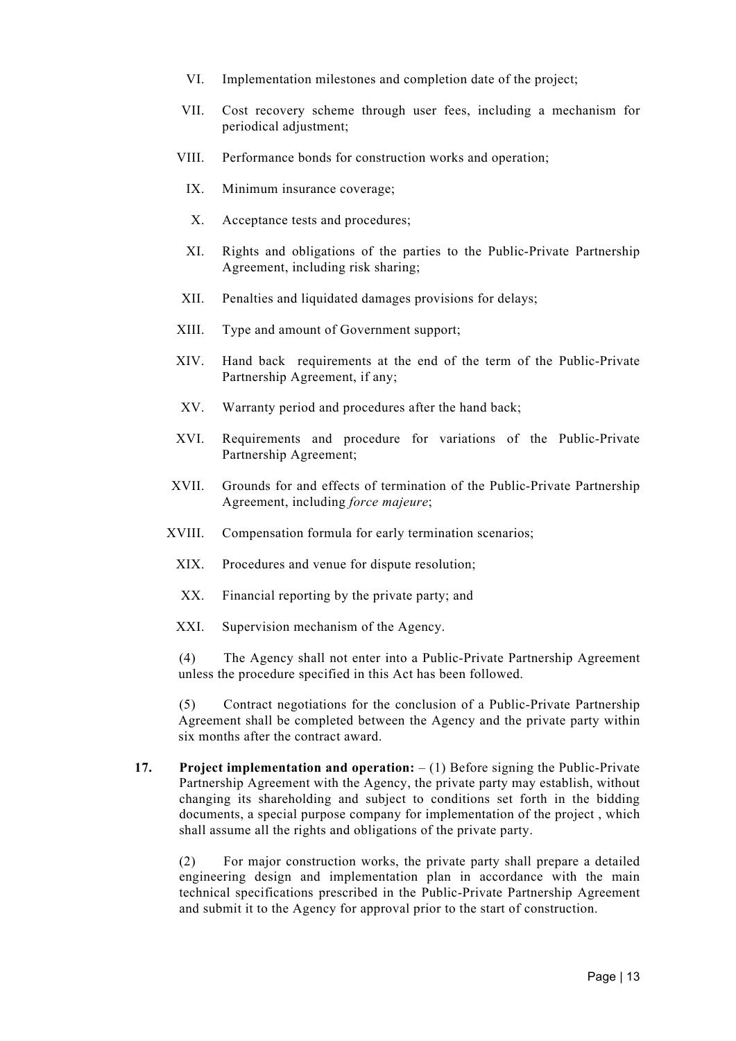VI. Implementation milestones and completion date of the project;

VII. Cost recovery scheme through user fees, including a mechanism for periodical adjustment;

VIII. Performance bonds for construction works and operation;

IX. Minimum insurance coverage;

X. Acceptance tests and procedures;

XI. Rights and obligations of the parties to the Public-Private Partnership Agreement, including risk sharing;

XII. Penalties and liquidated damages provisions for delays;

XIII. Type and amount of Government support;

XIV. Hand back requirements at the end of the term of the Public-Private Partnership Agreement, if any;

XV. Warranty period and procedures after the hand back;

XVI. Requirements and procedure for variations of the Public-Private Partnership Agreement;

XVII. Grounds for and effects of termination of the Public-Private Partnership Agreement, including *force majeure*;

XVIII. Compensation formula for early termination scenarios;

XIX. Procedures and venue for dispute resolution;

XX. Financial reporting by the private party; and

XXI. Supervision mechanism of the Agency.

(4) The Agency shall not enter into a Public-Private Partnership Agreement unless the procedure specified in this Act has been followed.

(5) Contract negotiations for the conclusion of a Public-Private Partnership Agreement shall be completed between the Agency and the private party within six months after the contract award.

**17. Project implementation and operation:** – (1) Before signing the Public-Private Partnership Agreement with the Agency, the private party may establish, without changing its shareholding and subject to conditions set forth in the bidding documents, a special purpose company for implementation of the project , which shall assume all the rights and obligations of the private party.

(2) For major construction works, the private party shall prepare a detailed engineering design and implementation plan in accordance with the main technical specifications prescribed in the Public-Private Partnership Agreement and submit it to the Agency for approval prior to the start of construction.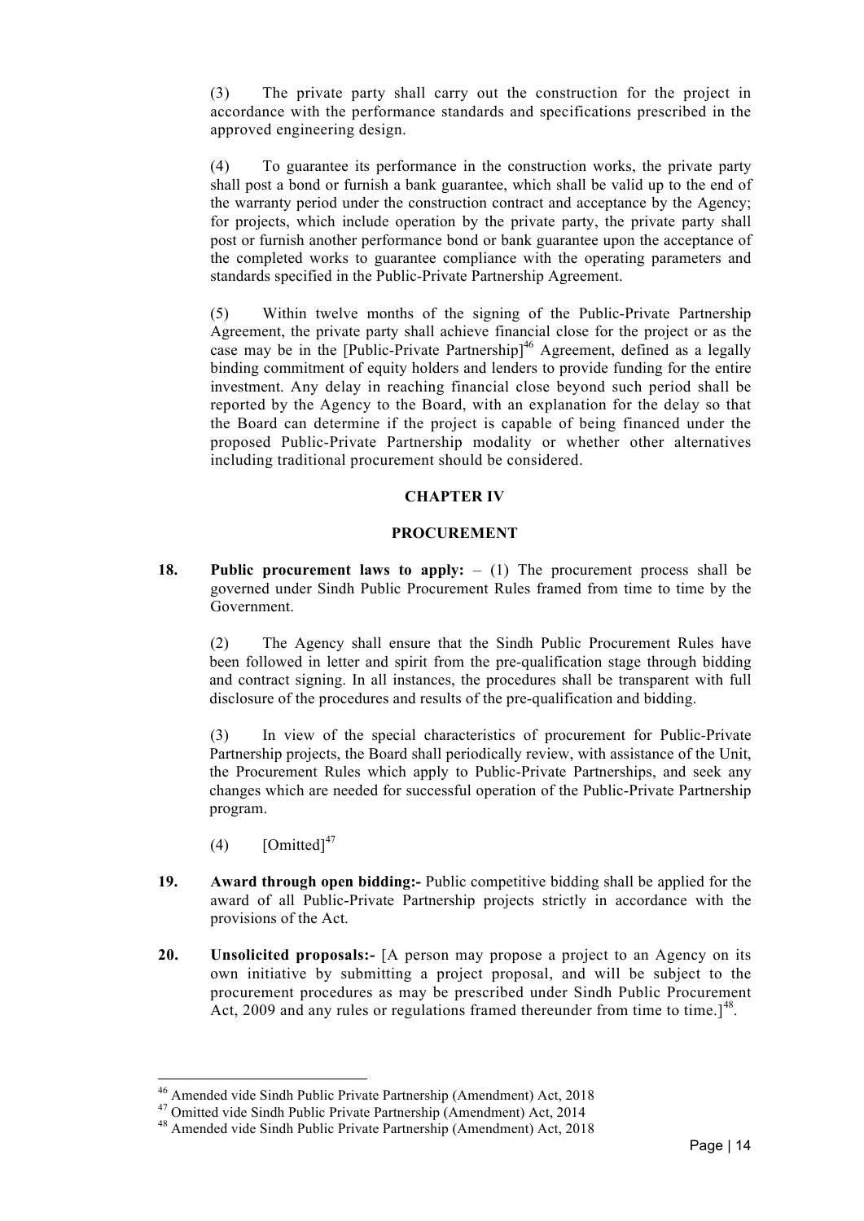(3) The private party shall carry out the construction for the project in accordance with the performance standards and specifications prescribed in the approved engineering design.

(4) To guarantee its performance in the construction works, the private party shall post a bond or furnish a bank guarantee, which shall be valid up to the end of the warranty period under the construction contract and acceptance by the Agency; for projects, which include operation by the private party, the private party shall post or furnish another performance bond or bank guarantee upon the acceptance of the completed works to guarantee compliance with the operating parameters and standards specified in the Public-Private Partnership Agreement.

(5) Within twelve months of the signing of the Public-Private Partnership Agreement, the private party shall achieve financial close for the project or as the case may be in the [Public-Private Partnership][46] Agreement, defined as a legally binding commitment of equity holders and lenders to provide funding for the entire investment. Any delay in reaching financial close beyond such period shall be reported by the Agency to the Board, with an explanation for the delay so that the Board can determine if the project is capable of being financed under the proposed Public-Private Partnership modality or whether other alternatives including traditional procurement should be considered.

## CHAPTER IV

## PROCUREMENT

**18. Public procurement laws to apply:** – (1) The procurement process shall be governed under Sindh Public Procurement Rules framed from time to time by the Government.

(2) The Agency shall ensure that the Sindh Public Procurement Rules have been followed in letter and spirit from the pre-qualification stage through bidding and contract signing. In all instances, the procedures shall be transparent with full disclosure of the procedures and results of the pre-qualification and bidding.

(3) In view of the special characteristics of procurement for Public-Private Partnership projects, the Board shall periodically review, with assistance of the Unit, the Procurement Rules which apply to Public-Private Partnerships, and seek any changes which are needed for successful operation of the Public-Private Partnership program.

(4) [Omitted][47]

**19. Award through open bidding:-** Public competitive bidding shall be applied for the award of all Public-Private Partnership projects strictly in accordance with the provisions of the Act.

**20. Unsolicited proposals:-** [A person may propose a project to an Agency on its own initiative by submitting a project proposal, and will be subject to the procurement procedures as may be prescribed under Sindh Public Procurement Act, 2009 and any rules or regulations framed thereunder from time to time.][48].

---

[46] Amended vide Sindh Public Private Partnership (Amendment) Act, 2018

[47] Omitted vide Sindh Public Private Partnership (Amendment) Act, 2014

[48] Amended vide Sindh Public Private Partnership (Amendment) Act, 2018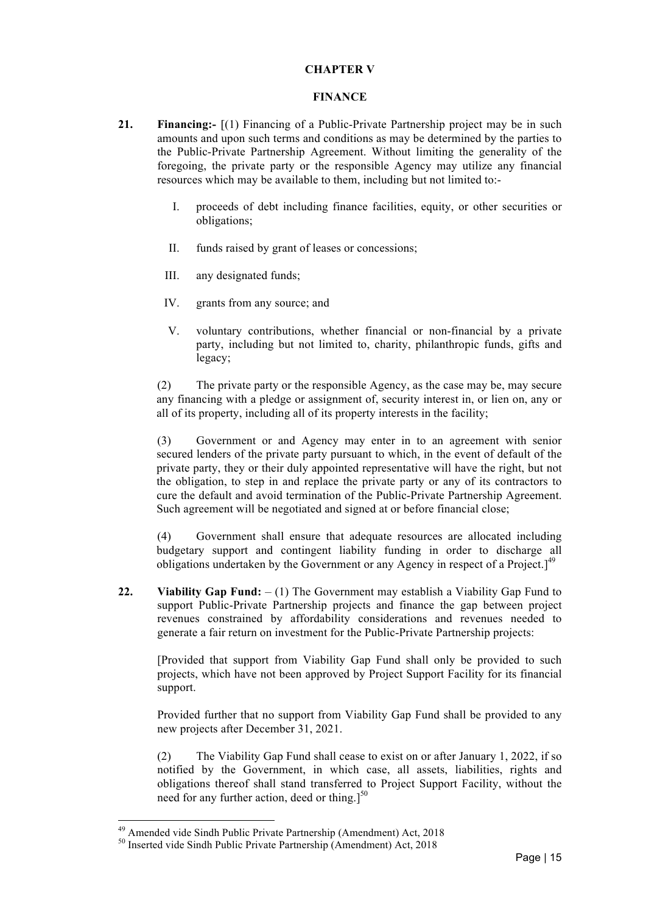# CHAPTER V

## FINANCE

**21. Financing:-** [(1) Financing of a Public-Private Partnership project may be in such amounts and upon such terms and conditions as may be determined by the parties to the Public-Private Partnership Agreement. Without limiting the generality of the foregoing, the private party or the responsible Agency may utilize any financial resources which may be available to them, including but not limited to:-

I. proceeds of debt including finance facilities, equity, or other securities or obligations;

II. funds raised by grant of leases or concessions;

III. any designated funds;

IV. grants from any source; and

V. voluntary contributions, whether financial or non-financial by a private party, including but not limited to, charity, philanthropic funds, gifts and legacy;

(2) The private party or the responsible Agency, as the case may be, may secure any financing with a pledge or assignment of, security interest in, or lien on, any or all of its property, including all of its property interests in the facility;

(3) Government or and Agency may enter in to an agreement with senior secured lenders of the private party pursuant to which, in the event of default of the private party, they or their duly appointed representative will have the right, but not the obligation, to step in and replace the private party or any of its contractors to cure the default and avoid termination of the Public-Private Partnership Agreement. Such agreement will be negotiated and signed at or before financial close;

(4) Government shall ensure that adequate resources are allocated including budgetary support and contingent liability funding in order to discharge all obligations undertaken by the Government or any Agency in respect of a Project.][49]

**22. Viability Gap Fund:** – (1) The Government may establish a Viability Gap Fund to support Public-Private Partnership projects and finance the gap between project revenues constrained by affordability considerations and revenues needed to generate a fair return on investment for the Public-Private Partnership projects:

[Provided that support from Viability Gap Fund shall only be provided to such projects, which have not been approved by Project Support Facility for its financial support.

Provided further that no support from Viability Gap Fund shall be provided to any new projects after December 31, 2021.

(2) The Viability Gap Fund shall cease to exist on or after January 1, 2022, if so notified by the Government, in which case, all assets, liabilities, rights and obligations thereof shall stand transferred to Project Support Facility, without the need for any further action, deed or thing.][50]

---

[49] Amended vide Sindh Public Private Partnership (Amendment) Act, 2018

[50] Inserted vide Sindh Public Private Partnership (Amendment) Act, 2018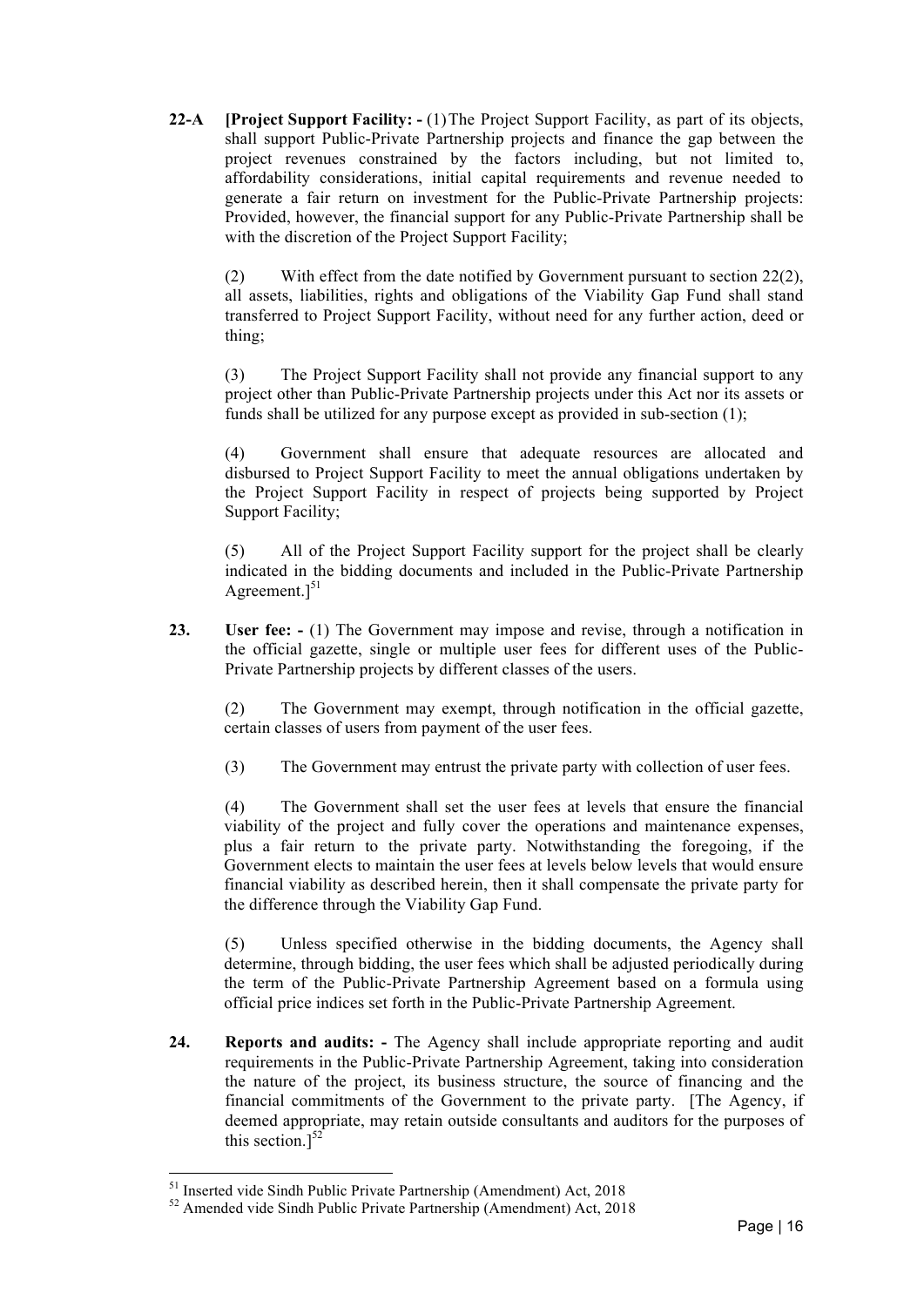**22-A** **[Project Support Facility: -** (1) The Project Support Facility, as part of its objects, shall support Public-Private Partnership projects and finance the gap between the project revenues constrained by the factors including, but not limited to, affordability considerations, initial capital requirements and revenue needed to generate a fair return on investment for the Public-Private Partnership projects: Provided, however, the financial support for any Public-Private Partnership shall be with the discretion of the Project Support Facility;

(2) With effect from the date notified by Government pursuant to section 22(2), all assets, liabilities, rights and obligations of the Viability Gap Fund shall stand transferred to Project Support Facility, without need for any further action, deed or thing;

(3) The Project Support Facility shall not provide any financial support to any project other than Public-Private Partnership projects under this Act nor its assets or funds shall be utilized for any purpose except as provided in sub-section (1);

(4) Government shall ensure that adequate resources are allocated and disbursed to Project Support Facility to meet the annual obligations undertaken by the Project Support Facility in respect of projects being supported by Project Support Facility;

(5) All of the Project Support Facility support for the project shall be clearly indicated in the bidding documents and included in the Public-Private Partnership Agreement.][51]

**23.** **User fee: -** (1) The Government may impose and revise, through a notification in the official gazette, single or multiple user fees for different uses of the Public-Private Partnership projects by different classes of the users.

(2) The Government may exempt, through notification in the official gazette, certain classes of users from payment of the user fees.

(3) The Government may entrust the private party with collection of user fees.

(4) The Government shall set the user fees at levels that ensure the financial viability of the project and fully cover the operations and maintenance expenses, plus a fair return to the private party. Notwithstanding the foregoing, if the Government elects to maintain the user fees at levels below levels that would ensure financial viability as described herein, then it shall compensate the private party for the difference through the Viability Gap Fund.

(5) Unless specified otherwise in the bidding documents, the Agency shall determine, through bidding, the user fees which shall be adjusted periodically during the term of the Public-Private Partnership Agreement based on a formula using official price indices set forth in the Public-Private Partnership Agreement.

**24.** **Reports and audits: -** The Agency shall include appropriate reporting and audit requirements in the Public-Private Partnership Agreement, taking into consideration the nature of the project, its business structure, the source of financing and the financial commitments of the Government to the private party. [The Agency, if deemed appropriate, may retain outside consultants and auditors for the purposes of this section.][52]

---

[51] Inserted vide Sindh Public Private Partnership (Amendment) Act, 2018

[52] Amended vide Sindh Public Private Partnership (Amendment) Act, 2018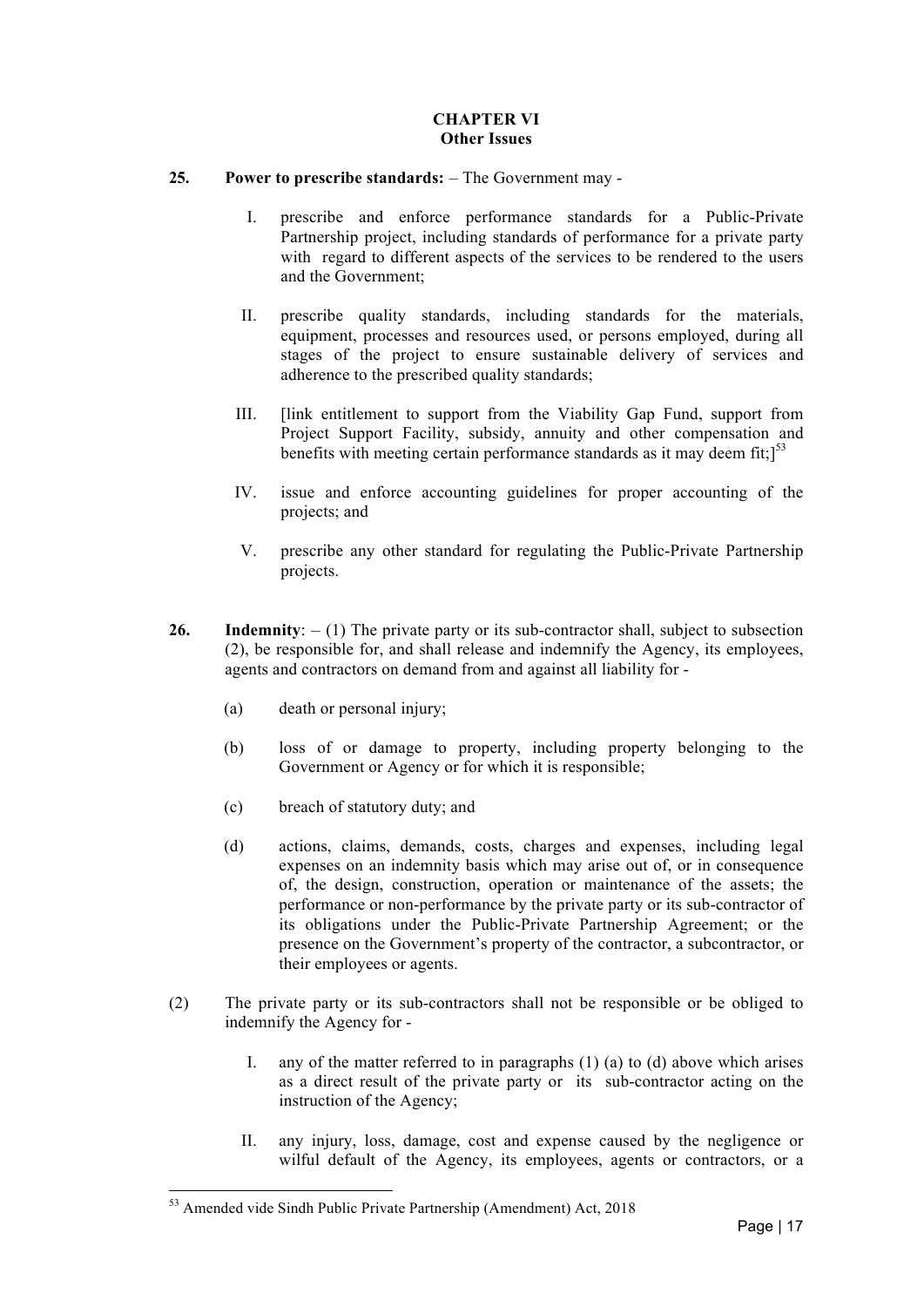## CHAPTER VI
## Other Issues

**25. Power to prescribe standards:** – The Government may -

I. prescribe and enforce performance standards for a Public-Private Partnership project, including standards of performance for a private party with regard to different aspects of the services to be rendered to the users and the Government;

II. prescribe quality standards, including standards for the materials, equipment, processes and resources used, or persons employed, during all stages of the project to ensure sustainable delivery of services and adherence to the prescribed quality standards;

III. [link entitlement to support from the Viability Gap Fund, support from Project Support Facility, subsidy, annuity and other compensation and benefits with meeting certain performance standards as it may deem fit;][53]

IV. issue and enforce accounting guidelines for proper accounting of the projects; and

V. prescribe any other standard for regulating the Public-Private Partnership projects.

**26. Indemnity**: – (1) The private party or its sub-contractor shall, subject to subsection (2), be responsible for, and shall release and indemnify the Agency, its employees, agents and contractors on demand from and against all liability for -

(a) death or personal injury;

(b) loss of or damage to property, including property belonging to the Government or Agency or for which it is responsible;

(c) breach of statutory duty; and

(d) actions, claims, demands, costs, charges and expenses, including legal expenses on an indemnity basis which may arise out of, or in consequence of, the design, construction, operation or maintenance of the assets; the performance or non-performance by the private party or its sub-contractor of its obligations under the Public-Private Partnership Agreement; or the presence on the Government's property of the contractor, a subcontractor, or their employees or agents.

(2) The private party or its sub-contractors shall not be responsible or be obliged to indemnify the Agency for -

I. any of the matter referred to in paragraphs (1) (a) to (d) above which arises as a direct result of the private party or its sub-contractor acting on the instruction of the Agency;

II. any injury, loss, damage, cost and expense caused by the negligence or wilful default of the Agency, its employees, agents or contractors, or a

---

[53] Amended vide Sindh Public Private Partnership (Amendment) Act, 2018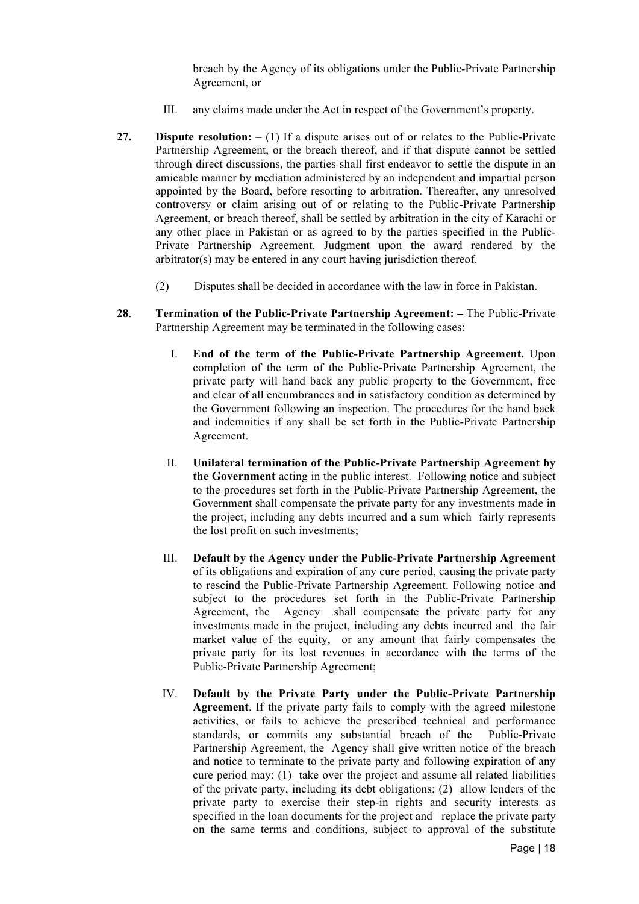breach by the Agency of its obligations under the Public-Private Partnership Agreement, or

III. any claims made under the Act in respect of the Government's property.

**27. Dispute resolution:** – (1) If a dispute arises out of or relates to the Public-Private Partnership Agreement, or the breach thereof, and if that dispute cannot be settled through direct discussions, the parties shall first endeavor to settle the dispute in an amicable manner by mediation administered by an independent and impartial person appointed by the Board, before resorting to arbitration. Thereafter, any unresolved controversy or claim arising out of or relating to the Public-Private Partnership Agreement, or breach thereof, shall be settled by arbitration in the city of Karachi or any other place in Pakistan or as agreed to by the parties specified in the Public-Private Partnership Agreement. Judgment upon the award rendered by the arbitrator(s) may be entered in any court having jurisdiction thereof.

(2) Disputes shall be decided in accordance with the law in force in Pakistan.

**28. Termination of the Public-Private Partnership Agreement: –** The Public-Private Partnership Agreement may be terminated in the following cases:

I. **End of the term of the Public-Private Partnership Agreement.** Upon completion of the term of the Public-Private Partnership Agreement, the private party will hand back any public property to the Government, free and clear of all encumbrances and in satisfactory condition as determined by the Government following an inspection. The procedures for the hand back and indemnities if any shall be set forth in the Public-Private Partnership Agreement.

II. **Unilateral termination of the Public-Private Partnership Agreement by the Government** acting in the public interest. Following notice and subject to the procedures set forth in the Public-Private Partnership Agreement, the Government shall compensate the private party for any investments made in the project, including any debts incurred and a sum which fairly represents the lost profit on such investments;

III. **Default by the Agency under the Public-Private Partnership Agreement** of its obligations and expiration of any cure period, causing the private party to rescind the Public-Private Partnership Agreement. Following notice and subject to the procedures set forth in the Public-Private Partnership Agreement, the Agency shall compensate the private party for any investments made in the project, including any debts incurred and the fair market value of the equity, or any amount that fairly compensates the private party for its lost revenues in accordance with the terms of the Public-Private Partnership Agreement;

IV. **Default by the Private Party under the Public-Private Partnership Agreement**. If the private party fails to comply with the agreed milestone activities, or fails to achieve the prescribed technical and performance standards, or commits any substantial breach of the Public-Private Partnership Agreement, the Agency shall give written notice of the breach and notice to terminate to the private party and following expiration of any cure period may: (1) take over the project and assume all related liabilities of the private party, including its debt obligations; (2) allow lenders of the private party to exercise their step-in rights and security interests as specified in the loan documents for the project and replace the private party on the same terms and conditions, subject to approval of the substitute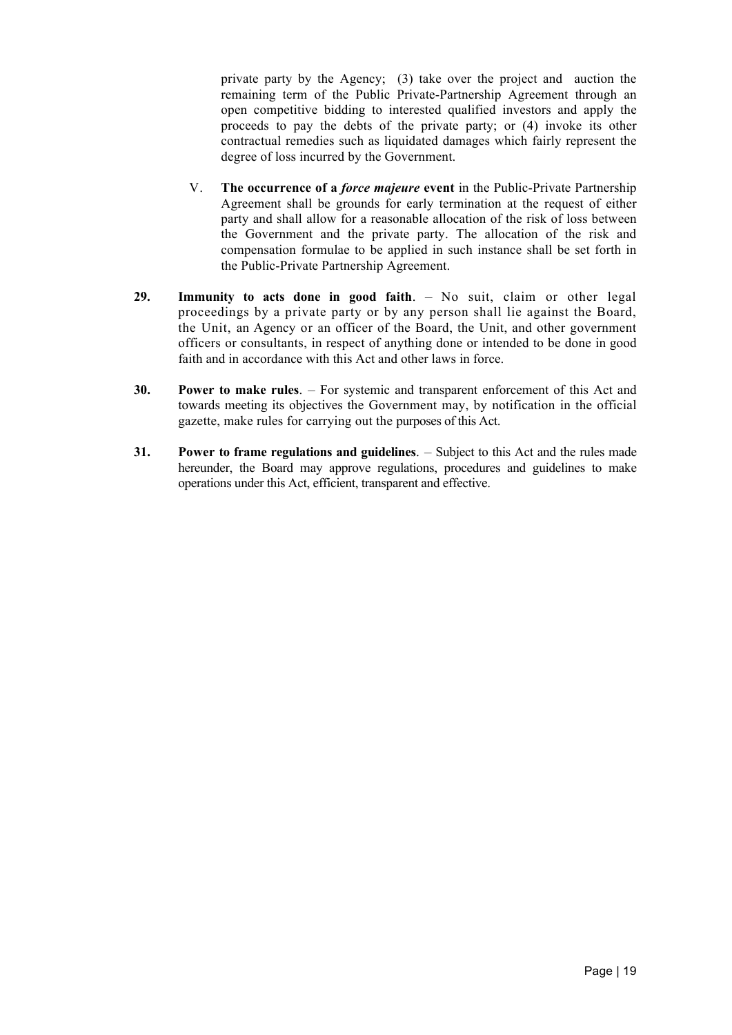private party by the Agency; (3) take over the project and auction the remaining term of the Public Private-Partnership Agreement through an open competitive bidding to interested qualified investors and apply the proceeds to pay the debts of the private party; or (4) invoke its other contractual remedies such as liquidated damages which fairly represent the degree of loss incurred by the Government.

V. **The occurrence of a *force majeure* event** in the Public-Private Partnership Agreement shall be grounds for early termination at the request of either party and shall allow for a reasonable allocation of the risk of loss between the Government and the private party. The allocation of the risk and compensation formulae to be applied in such instance shall be set forth in the Public-Private Partnership Agreement.

**29. Immunity to acts done in good faith**. – No suit, claim or other legal proceedings by a private party or by any person shall lie against the Board, the Unit, an Agency or an officer of the Board, the Unit, and other government officers or consultants, in respect of anything done or intended to be done in good faith and in accordance with this Act and other laws in force.

**30. Power to make rules**. – For systemic and transparent enforcement of this Act and towards meeting its objectives the Government may, by notification in the official gazette, make rules for carrying out the purposes of this Act.

**31. Power to frame regulations and guidelines**. – Subject to this Act and the rules made hereunder, the Board may approve regulations, procedures and guidelines to make operations under this Act, efficient, transparent and effective.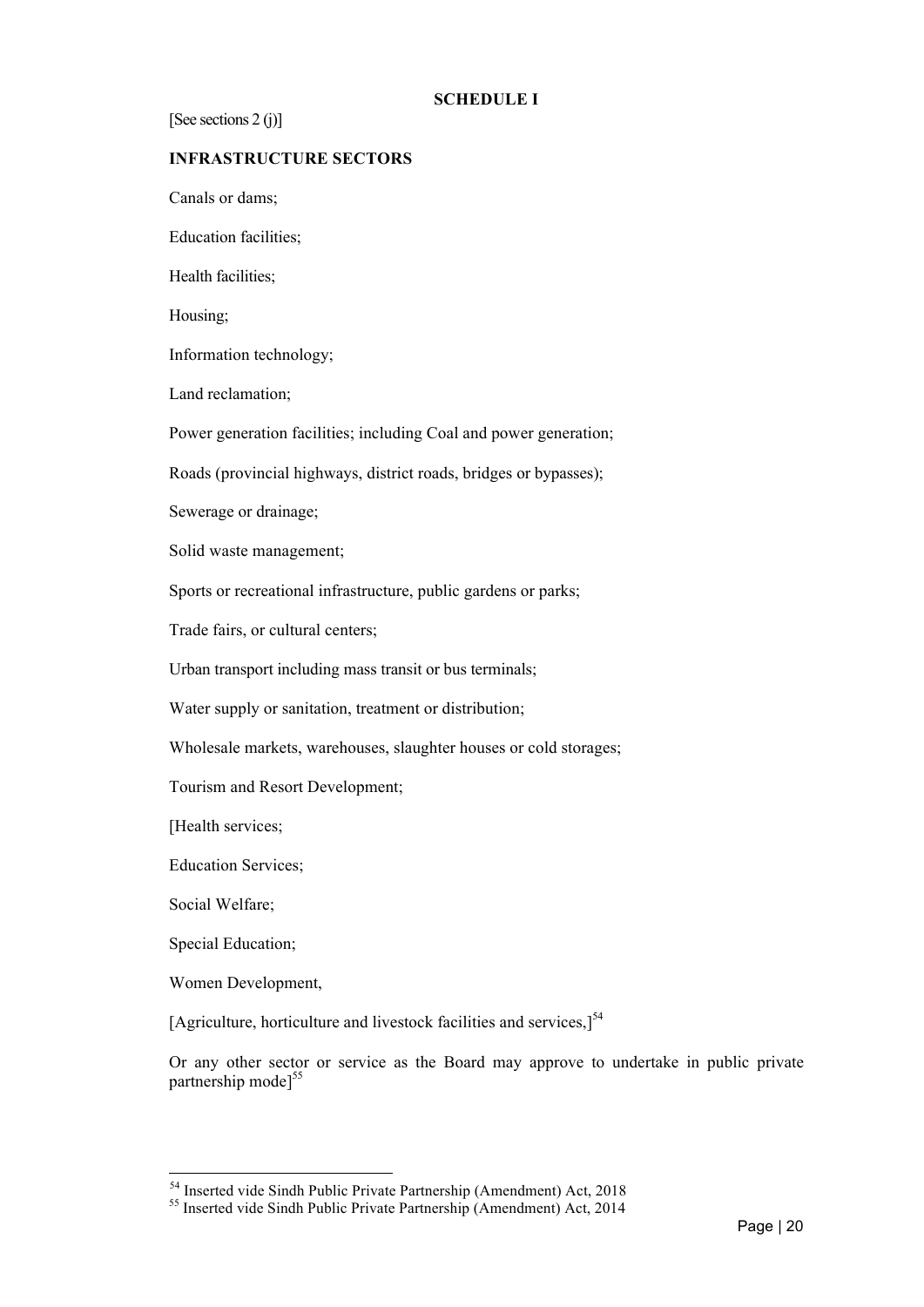**SCHEDULE I**

[See sections 2 (j)]

**INFRASTRUCTURE SECTORS**

Canals or dams;

Education facilities;

Health facilities;

Housing;

Information technology;

Land reclamation;

Power generation facilities; including Coal and power generation;

Roads (provincial highways, district roads, bridges or bypasses);

Sewerage or drainage;

Solid waste management;

Sports or recreational infrastructure, public gardens or parks;

Trade fairs, or cultural centers;

Urban transport including mass transit or bus terminals;

Water supply or sanitation, treatment or distribution;

Wholesale markets, warehouses, slaughter houses or cold storages;

Tourism and Resort Development;

[Health services;

Education Services;

Social Welfare;

Special Education;

Women Development,

[Agriculture, horticulture and livestock facilities and services,][54]

Or any other sector or service as the Board may approve to undertake in public private partnership mode][55]

---

[54] Inserted vide Sindh Public Private Partnership (Amendment) Act, 2018

[55] Inserted vide Sindh Public Private Partnership (Amendment) Act, 2014